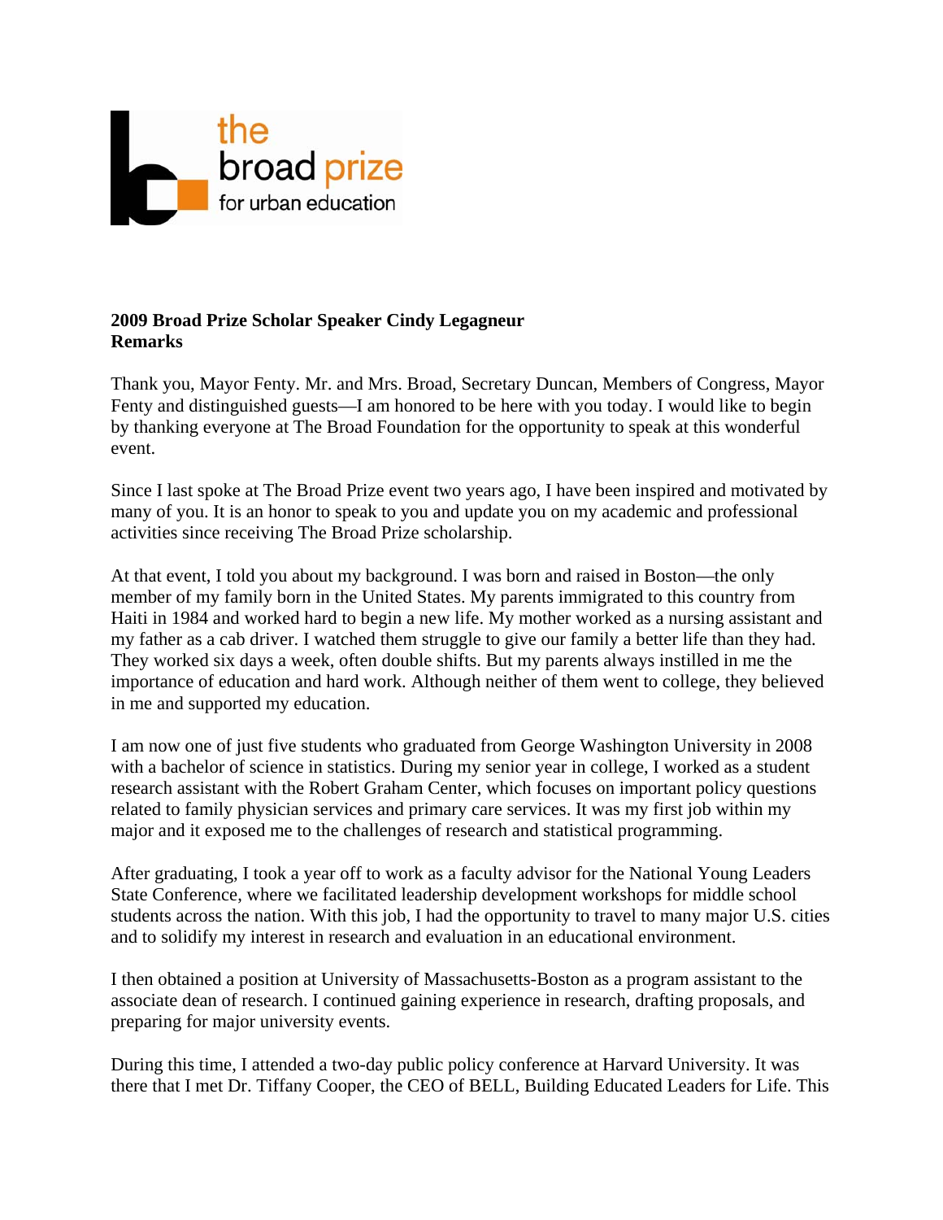the broad prize for urban education

**2009 Broad Prize Scholar Speaker Cindy Legagneur**
**Remarks**

Thank you, Mayor Fenty. Mr. and Mrs. Broad, Secretary Duncan, Members of Congress, Mayor Fenty and distinguished guests—I am honored to be here with you today. I would like to begin by thanking everyone at The Broad Foundation for the opportunity to speak at this wonderful event.

Since I last spoke at The Broad Prize event two years ago, I have been inspired and motivated by many of you. It is an honor to speak to you and update you on my academic and professional activities since receiving The Broad Prize scholarship.

At that event, I told you about my background. I was born and raised in Boston—the only member of my family born in the United States. My parents immigrated to this country from Haiti in 1984 and worked hard to begin a new life. My mother worked as a nursing assistant and my father as a cab driver. I watched them struggle to give our family a better life than they had. They worked six days a week, often double shifts. But my parents always instilled in me the importance of education and hard work. Although neither of them went to college, they believed in me and supported my education.

I am now one of just five students who graduated from George Washington University in 2008 with a bachelor of science in statistics. During my senior year in college, I worked as a student research assistant with the Robert Graham Center, which focuses on important policy questions related to family physician services and primary care services. It was my first job within my major and it exposed me to the challenges of research and statistical programming.

After graduating, I took a year off to work as a faculty advisor for the National Young Leaders State Conference, where we facilitated leadership development workshops for middle school students across the nation. With this job, I had the opportunity to travel to many major U.S. cities and to solidify my interest in research and evaluation in an educational environment.

I then obtained a position at University of Massachusetts-Boston as a program assistant to the associate dean of research. I continued gaining experience in research, drafting proposals, and preparing for major university events.

During this time, I attended a two-day public policy conference at Harvard University. It was there that I met Dr. Tiffany Cooper, the CEO of BELL, Building Educated Leaders for Life. This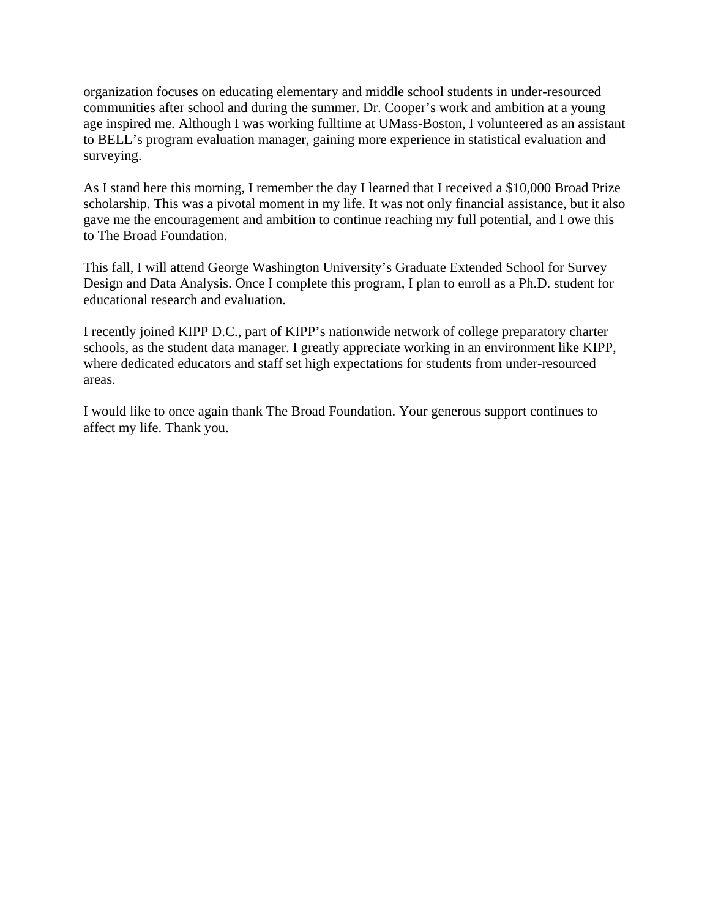organization focuses on educating elementary and middle school students in under-resourced communities after school and during the summer. Dr. Cooper's work and ambition at a young age inspired me. Although I was working fulltime at UMass-Boston, I volunteered as an assistant to BELL's program evaluation manager, gaining more experience in statistical evaluation and surveying.

As I stand here this morning, I remember the day I learned that I received a $10,000 Broad Prize scholarship. This was a pivotal moment in my life. It was not only financial assistance, but it also gave me the encouragement and ambition to continue reaching my full potential, and I owe this to The Broad Foundation.

This fall, I will attend George Washington University's Graduate Extended School for Survey Design and Data Analysis. Once I complete this program, I plan to enroll as a Ph.D. student for educational research and evaluation.

I recently joined KIPP D.C., part of KIPP's nationwide network of college preparatory charter schools, as the student data manager. I greatly appreciate working in an environment like KIPP, where dedicated educators and staff set high expectations for students from under-resourced areas.

I would like to once again thank The Broad Foundation. Your generous support continues to affect my life. Thank you.